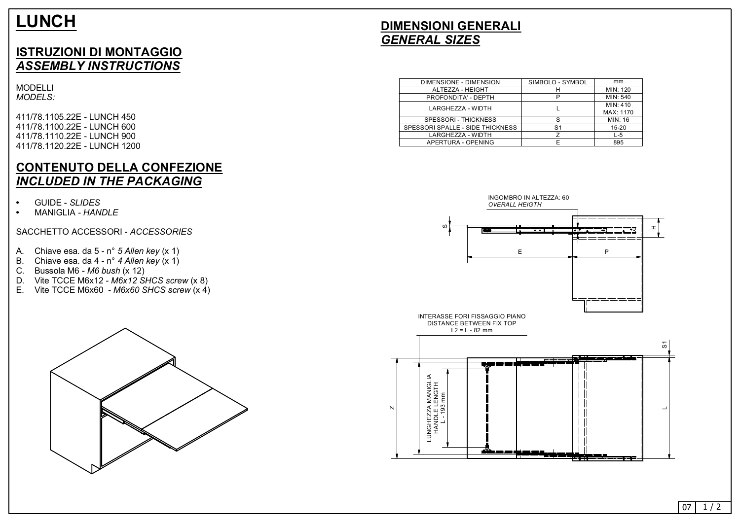# LUNCH

## ISTRUZIONI DI MONTAGGIO
## *ASSEMBLY INSTRUCTIONS*

MODELLI
*MODELS:*

411/78.1105.22E - LUNCH 450
411/78.1100.22E - LUNCH 600
411/78.1110.22E - LUNCH 900
411/78.1120.22E - LUNCH 1200

## CONTENUTO DELLA CONFEZIONE
## *INCLUDED IN THE PACKAGING*

- GUIDE - *SLIDES*
- MANIGLIA - *HANDLE*

SACCHETTO ACCESSORI - *ACCESSORIES*

A. Chiave esa. da 5 - n° *5 Allen key* (x 1)
B. Chiave esa. da 4 - n° *4 Allen key* (x 1)
C. Bussola M6 - *M6 bush* (x 12)
D. Vite TCCE M6x12 - *M6x12 SHCS screw* (x 8)
E. Vite TCCE M6x60 - *M6x60 SHCS screw* (x 4)

## DIMENSIONI GENERALI
## *GENERAL SIZES*

| DIMENSIONE - DIMENSION | SIMBOLO - SYMBOL | mm |
|---|---|---|
| ALTEZZA - HEIGHT | H | MIN: 120 |
| PROFONDITA' - DEPTH | P | MIN: 540 |
| LARGHEZZA - WIDTH | L | MIN: 410 MAX: 1170 |
| SPESSORI - THICKNESS | S | MIN: 16 |
| SPESSORI SPALLE - SIDE THICKNESS | S1 | 15-20 |
| LARGHEZZA - WIDTH | Z | L-5 |
| APERTURA - OPENING | E | 895 |

INGOMBRO IN ALTEZZA: 60
*OVERALL HEIGTH*

S H E P

INTERASSE FORI FISSAGGIO PIANO
DISTANCE BETWEEN FIX TOP
L2 = L - 82 mm

LUNGHEZZA MANIGLIA
HANDLE LENGTH
L - 193 mm

Z L S1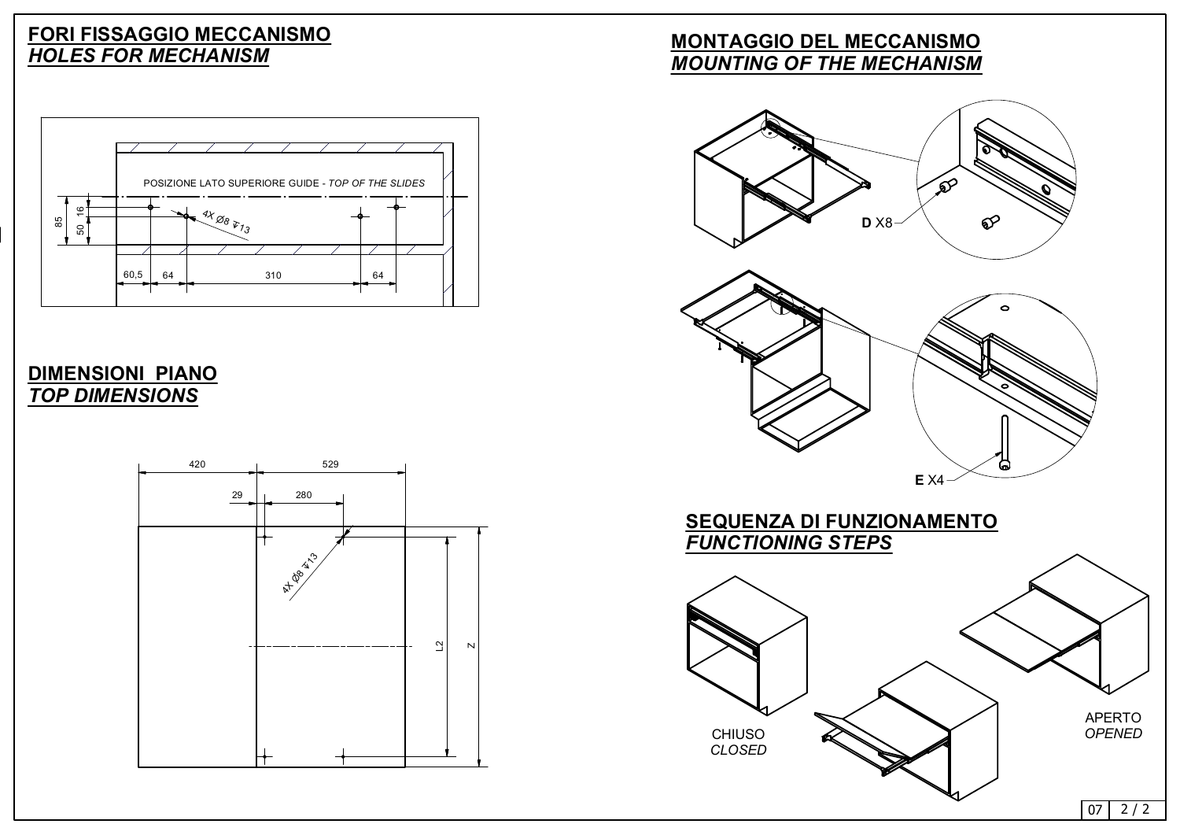## FORI FISSAGGIO MECCANISMO
## *HOLES FOR MECHANISM*

POSIZIONE LATO SUPERIORE GUIDE - *TOP OF THE SLIDES*

4X Ø8 ↧13

85

50

16

60,5

64

310

64

## DIMENSIONI PIANO
## *TOP DIMENSIONS*

420

529

29

280

4X Ø8 ↧13

L2

Z

## MONTAGGIO DEL MECCANISMO
## *MOUNTING OF THE MECHANISM*

**D** X8

**E** X4

## SEQUENZA DI FUNZIONAMENTO
## *FUNCTIONING STEPS*

CHIUSO
*CLOSED*

APERTO
*OPENED*

07